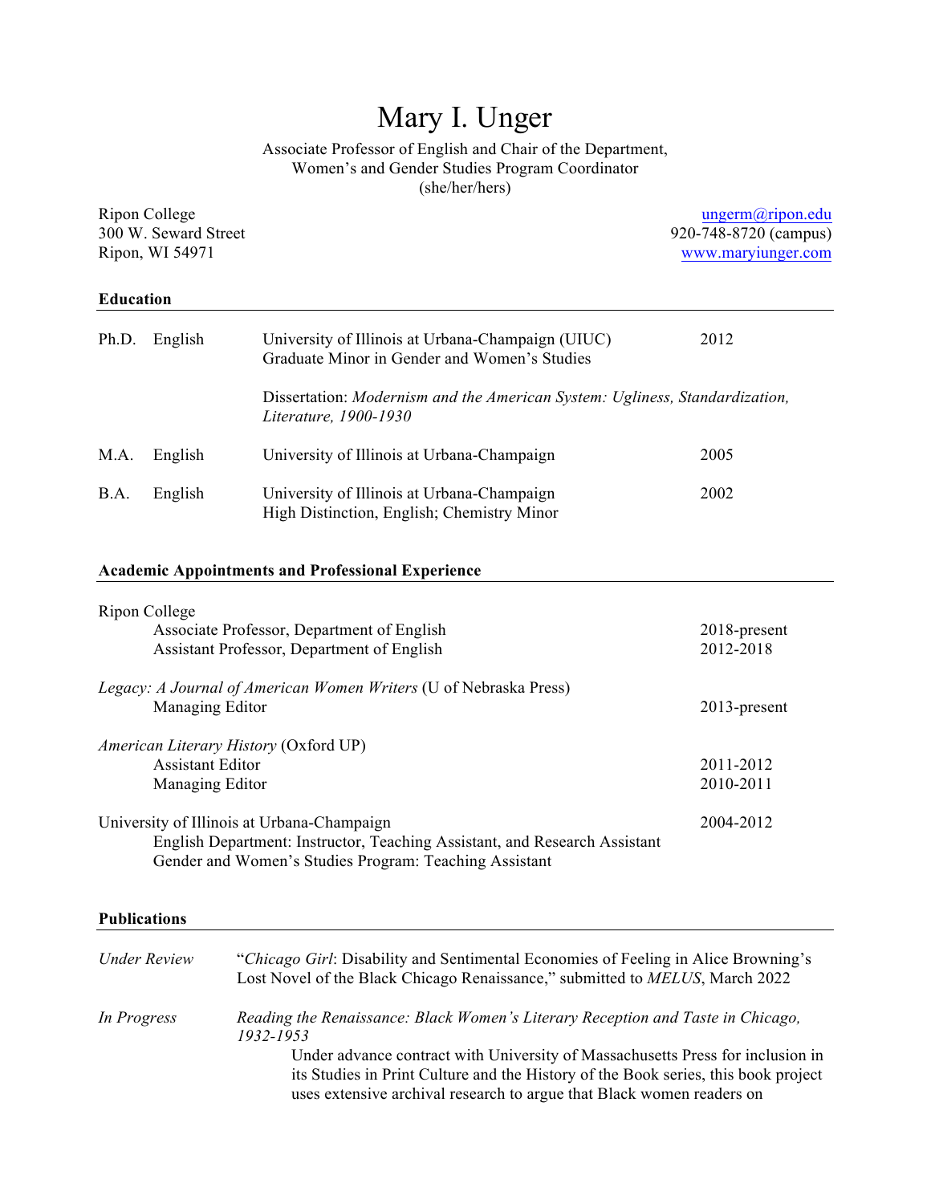# Mary I. Unger

Associate Professor of English and Chair of the Department,
Women's and Gender Studies Program Coordinator
(she/her/hers)

Ripon College
300 W. Seward Street
Ripon, WI 54971

ungerm@ripon.edu
920-748-8720 (campus)
www.maryiunger.com

## Education

| | | | |
|---|---|---|---|
| Ph.D. | English | University of Illinois at Urbana-Champaign (UIUC)<br>Graduate Minor in Gender and Women's Studies | 2012 |
| | | Dissertation: *Modernism and the American System: Ugliness, Standardization, Literature, 1900-1930* | |
| M.A. | English | University of Illinois at Urbana-Champaign | 2005 |
| B.A. | English | University of Illinois at Urbana-Champaign<br>High Distinction, English; Chemistry Minor | 2002 |

## Academic Appointments and Professional Experience

Ripon College

- Associate Professor, Department of English — 2018-present
- Assistant Professor, Department of English — 2012-2018

*Legacy: A Journal of American Women Writers* (U of Nebraska Press)

- Managing Editor — 2013-present

*American Literary History* (Oxford UP)

- Assistant Editor — 2011-2012
- Managing Editor — 2010-2011

University of Illinois at Urbana-Champaign — 2004-2012

- English Department: Instructor, Teaching Assistant, and Research Assistant
- Gender and Women's Studies Program: Teaching Assistant

## Publications

*Under Review* — "*Chicago Girl*: Disability and Sentimental Economies of Feeling in Alice Browning's Lost Novel of the Black Chicago Renaissance," submitted to *MELUS*, March 2022

*In Progress* — *Reading the Renaissance: Black Women's Literary Reception and Taste in Chicago, 1932-1953*

Under advance contract with University of Massachusetts Press for inclusion in its Studies in Print Culture and the History of the Book series, this book project uses extensive archival research to argue that Black women readers on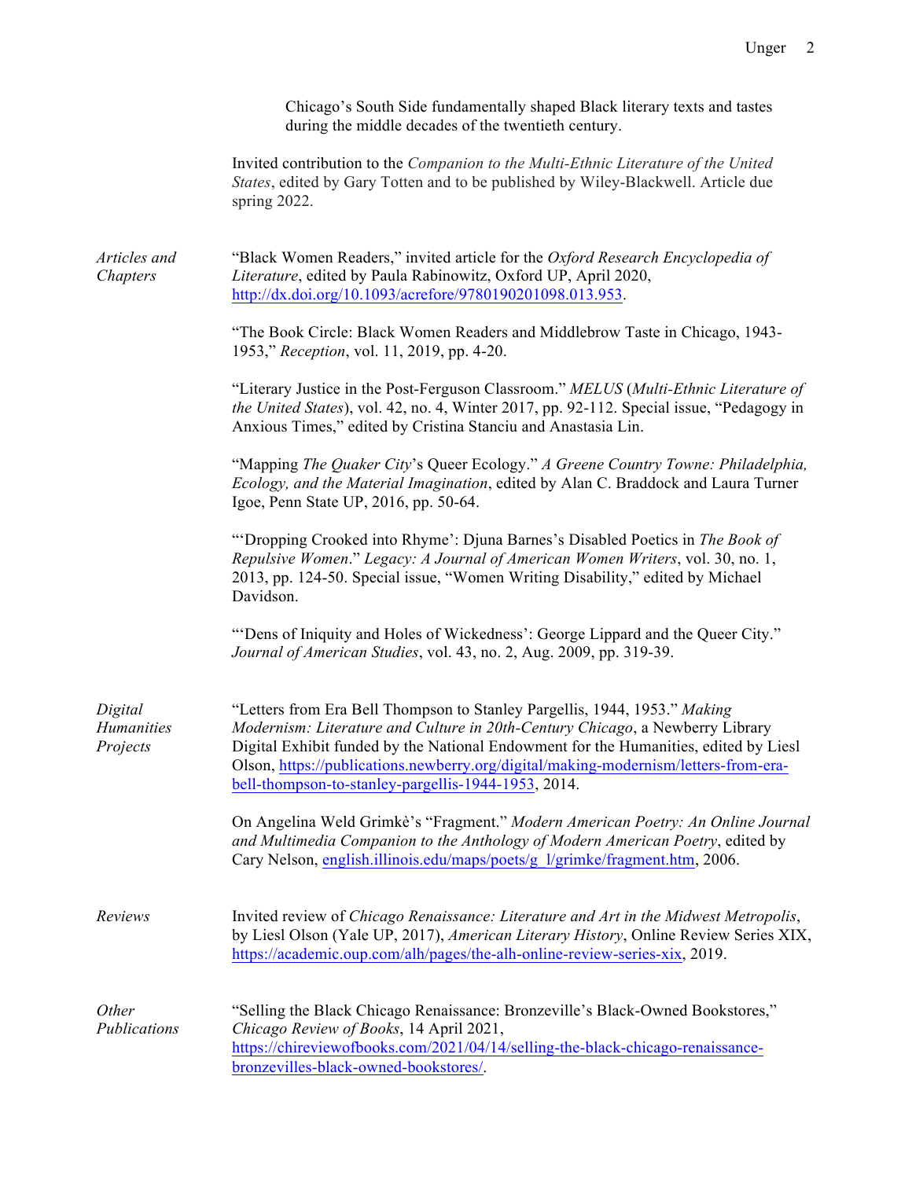Chicago's South Side fundamentally shaped Black literary texts and tastes during the middle decades of the twentieth century.

Invited contribution to the *Companion to the Multi-Ethnic Literature of the United States*, edited by Gary Totten and to be published by Wiley-Blackwell. Article due spring 2022.

*Articles and Chapters*

"Black Women Readers," invited article for the *Oxford Research Encyclopedia of Literature*, edited by Paula Rabinowitz, Oxford UP, April 2020, [http://dx.doi.org/10.1093/acrefore/9780190201098.013.953](http://dx.doi.org/10.1093/acrefore/9780190201098.013.953).

"The Book Circle: Black Women Readers and Middlebrow Taste in Chicago, 1943-1953," *Reception*, vol. 11, 2019, pp. 4-20.

"Literary Justice in the Post-Ferguson Classroom." *MELUS* (*Multi-Ethnic Literature of the United States*), vol. 42, no. 4, Winter 2017, pp. 92-112. Special issue, "Pedagogy in Anxious Times," edited by Cristina Stanciu and Anastasia Lin.

"Mapping *The Quaker City*'s Queer Ecology." *A Greene Country Towne: Philadelphia, Ecology, and the Material Imagination*, edited by Alan C. Braddock and Laura Turner Igoe, Penn State UP, 2016, pp. 50-64.

"'Dropping Crooked into Rhyme': Djuna Barnes's Disabled Poetics in *The Book of Repulsive Women*." *Legacy: A Journal of American Women Writers*, vol. 30, no. 1, 2013, pp. 124-50. Special issue, "Women Writing Disability," edited by Michael Davidson.

"'Dens of Iniquity and Holes of Wickedness': George Lippard and the Queer City." *Journal of American Studies*, vol. 43, no. 2, Aug. 2009, pp. 319-39.

*Digital Humanities Projects*

"Letters from Era Bell Thompson to Stanley Pargellis, 1944, 1953." *Making Modernism: Literature and Culture in 20th-Century Chicago*, a Newberry Library Digital Exhibit funded by the National Endowment for the Humanities, edited by Liesl Olson, [https://publications.newberry.org/digital/making-modernism/letters-from-era-bell-thompson-to-stanley-pargellis-1944-1953](https://publications.newberry.org/digital/making-modernism/letters-from-era-bell-thompson-to-stanley-pargellis-1944-1953), 2014.

On Angelina Weld Grimkè's "Fragment." *Modern American Poetry: An Online Journal and Multimedia Companion to the Anthology of Modern American Poetry*, edited by Cary Nelson, english.illinois.edu/maps/poets/g_l/grimke/fragment.htm, 2006.

*Reviews*

Invited review of *Chicago Renaissance: Literature and Art in the Midwest Metropolis*, by Liesl Olson (Yale UP, 2017), *American Literary History*, Online Review Series XIX, [https://academic.oup.com/alh/pages/the-alh-online-review-series-xix](https://academic.oup.com/alh/pages/the-alh-online-review-series-xix), 2019.

*Other Publications*

"Selling the Black Chicago Renaissance: Bronzeville's Black-Owned Bookstores," *Chicago Review of Books*, 14 April 2021, [https://chireviewofbooks.com/2021/04/14/selling-the-black-chicago-renaissance-bronzevilles-black-owned-bookstores/](https://chireviewofbooks.com/2021/04/14/selling-the-black-chicago-renaissance-bronzevilles-black-owned-bookstores/).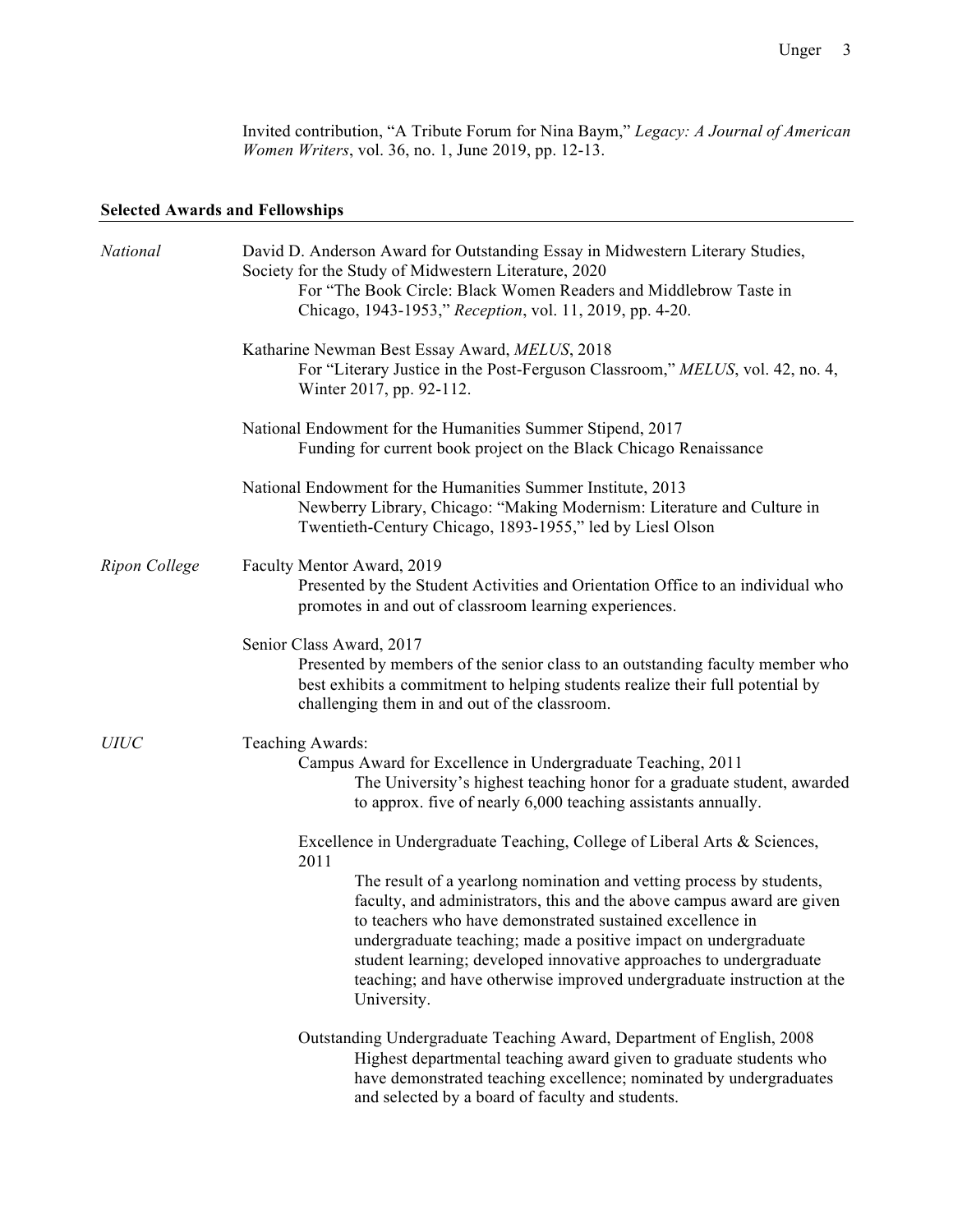Invited contribution, "A Tribute Forum for Nina Baym," *Legacy: A Journal of American Women Writers*, vol. 36, no. 1, June 2019, pp. 12-13.

## Selected Awards and Fellowships

*National*

David D. Anderson Award for Outstanding Essay in Midwestern Literary Studies, Society for the Study of Midwestern Literature, 2020
- For "The Book Circle: Black Women Readers and Middlebrow Taste in Chicago, 1943-1953," *Reception*, vol. 11, 2019, pp. 4-20.

Katharine Newman Best Essay Award, *MELUS*, 2018
- For "Literary Justice in the Post-Ferguson Classroom," *MELUS*, vol. 42, no. 4, Winter 2017, pp. 92-112.

National Endowment for the Humanities Summer Stipend, 2017
- Funding for current book project on the Black Chicago Renaissance

National Endowment for the Humanities Summer Institute, 2013
- Newberry Library, Chicago: "Making Modernism: Literature and Culture in Twentieth-Century Chicago, 1893-1955," led by Liesl Olson

*Ripon College*

Faculty Mentor Award, 2019
- Presented by the Student Activities and Orientation Office to an individual who promotes in and out of classroom learning experiences.

Senior Class Award, 2017
- Presented by members of the senior class to an outstanding faculty member who best exhibits a commitment to helping students realize their full potential by challenging them in and out of the classroom.

*UIUC*

Teaching Awards:

- Campus Award for Excellence in Undergraduate Teaching, 2011
  - The University's highest teaching honor for a graduate student, awarded to approx. five of nearly 6,000 teaching assistants annually.
- Excellence in Undergraduate Teaching, College of Liberal Arts & Sciences, 2011
  - The result of a yearlong nomination and vetting process by students, faculty, and administrators, this and the above campus award are given to teachers who have demonstrated sustained excellence in undergraduate teaching; made a positive impact on undergraduate student learning; developed innovative approaches to undergraduate teaching; and have otherwise improved undergraduate instruction at the University.
- Outstanding Undergraduate Teaching Award, Department of English, 2008
  - Highest departmental teaching award given to graduate students who have demonstrated teaching excellence; nominated by undergraduates and selected by a board of faculty and students.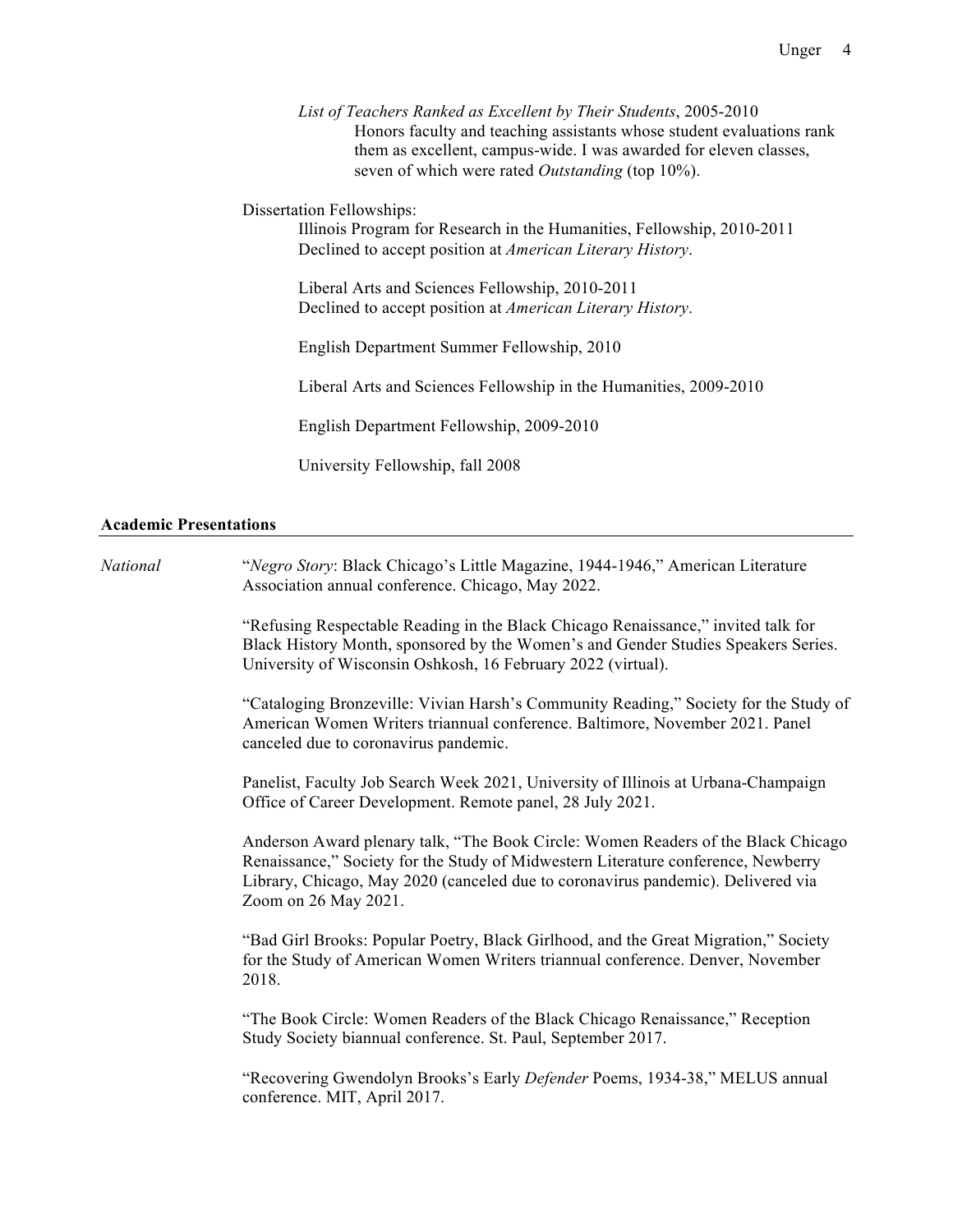*List of Teachers Ranked as Excellent by Their Students*, 2005-2010
Honors faculty and teaching assistants whose student evaluations rank them as excellent, campus-wide. I was awarded for eleven classes, seven of which were rated *Outstanding* (top 10%).

Dissertation Fellowships:

Illinois Program for Research in the Humanities, Fellowship, 2010-2011
Declined to accept position at *American Literary History*.

Liberal Arts and Sciences Fellowship, 2010-2011
Declined to accept position at *American Literary History*.

English Department Summer Fellowship, 2010

Liberal Arts and Sciences Fellowship in the Humanities, 2009-2010

English Department Fellowship, 2009-2010

University Fellowship, fall 2008

**Academic Presentations**

*National*

"*Negro Story*: Black Chicago's Little Magazine, 1944-1946," American Literature Association annual conference. Chicago, May 2022.

"Refusing Respectable Reading in the Black Chicago Renaissance," invited talk for Black History Month, sponsored by the Women's and Gender Studies Speakers Series. University of Wisconsin Oshkosh, 16 February 2022 (virtual).

"Cataloging Bronzeville: Vivian Harsh's Community Reading," Society for the Study of American Women Writers triannual conference. Baltimore, November 2021. Panel canceled due to coronavirus pandemic.

Panelist, Faculty Job Search Week 2021, University of Illinois at Urbana-Champaign Office of Career Development. Remote panel, 28 July 2021.

Anderson Award plenary talk, "The Book Circle: Women Readers of the Black Chicago Renaissance," Society for the Study of Midwestern Literature conference, Newberry Library, Chicago, May 2020 (canceled due to coronavirus pandemic). Delivered via Zoom on 26 May 2021.

"Bad Girl Brooks: Popular Poetry, Black Girlhood, and the Great Migration," Society for the Study of American Women Writers triannual conference. Denver, November 2018.

"The Book Circle: Women Readers of the Black Chicago Renaissance," Reception Study Society biannual conference. St. Paul, September 2017.

"Recovering Gwendolyn Brooks's Early *Defender* Poems, 1934-38," MELUS annual conference. MIT, April 2017.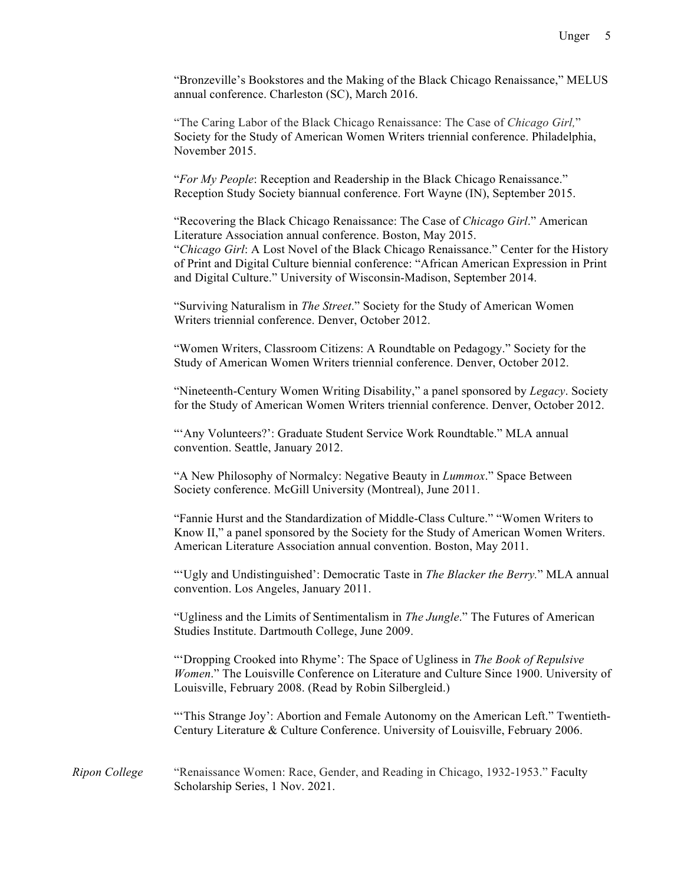"Bronzeville's Bookstores and the Making of the Black Chicago Renaissance," MELUS annual conference. Charleston (SC), March 2016.

"The Caring Labor of the Black Chicago Renaissance: The Case of *Chicago Girl,*" Society for the Study of American Women Writers triennial conference. Philadelphia, November 2015.

"*For My People*: Reception and Readership in the Black Chicago Renaissance." Reception Study Society biannual conference. Fort Wayne (IN), September 2015.

"Recovering the Black Chicago Renaissance: The Case of *Chicago Girl*." American Literature Association annual conference. Boston, May 2015.

"*Chicago Girl*: A Lost Novel of the Black Chicago Renaissance." Center for the History of Print and Digital Culture biennial conference: "African American Expression in Print and Digital Culture." University of Wisconsin-Madison, September 2014.

"Surviving Naturalism in *The Street*." Society for the Study of American Women Writers triennial conference. Denver, October 2012.

"Women Writers, Classroom Citizens: A Roundtable on Pedagogy." Society for the Study of American Women Writers triennial conference. Denver, October 2012.

"Nineteenth-Century Women Writing Disability," a panel sponsored by *Legacy*. Society for the Study of American Women Writers triennial conference. Denver, October 2012.

"'Any Volunteers?': Graduate Student Service Work Roundtable." MLA annual convention. Seattle, January 2012.

"A New Philosophy of Normalcy: Negative Beauty in *Lummox*." Space Between Society conference. McGill University (Montreal), June 2011.

"Fannie Hurst and the Standardization of Middle-Class Culture." "Women Writers to Know II," a panel sponsored by the Society for the Study of American Women Writers. American Literature Association annual convention. Boston, May 2011.

"'Ugly and Undistinguished': Democratic Taste in *The Blacker the Berry.*" MLA annual convention. Los Angeles, January 2011.

"Ugliness and the Limits of Sentimentalism in *The Jungle*." The Futures of American Studies Institute. Dartmouth College, June 2009.

"'Dropping Crooked into Rhyme': The Space of Ugliness in *The Book of Repulsive Women*." The Louisville Conference on Literature and Culture Since 1900. University of Louisville, February 2008. (Read by Robin Silbergleid.)

"'This Strange Joy': Abortion and Female Autonomy on the American Left." Twentieth-Century Literature & Culture Conference. University of Louisville, February 2006.

*Ripon College* "Renaissance Women: Race, Gender, and Reading in Chicago, 1932-1953." Faculty Scholarship Series, 1 Nov. 2021.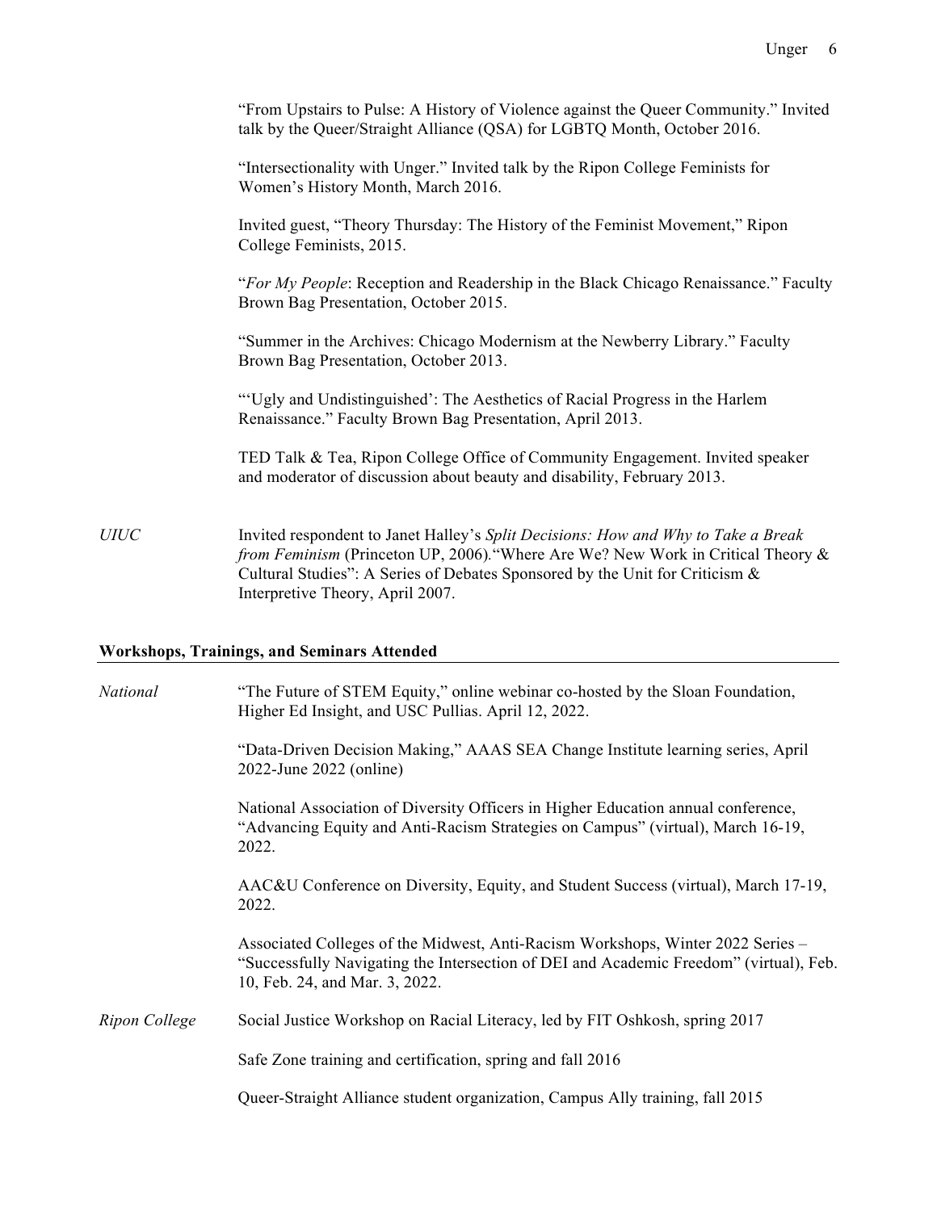"From Upstairs to Pulse: A History of Violence against the Queer Community." Invited talk by the Queer/Straight Alliance (QSA) for LGBTQ Month, October 2016.

"Intersectionality with Unger." Invited talk by the Ripon College Feminists for Women's History Month, March 2016.

Invited guest, "Theory Thursday: The History of the Feminist Movement," Ripon College Feminists, 2015.

"*For My People*: Reception and Readership in the Black Chicago Renaissance." Faculty Brown Bag Presentation, October 2015.

"Summer in the Archives: Chicago Modernism at the Newberry Library." Faculty Brown Bag Presentation, October 2013.

"'Ugly and Undistinguished': The Aesthetics of Racial Progress in the Harlem Renaissance." Faculty Brown Bag Presentation, April 2013.

TED Talk & Tea, Ripon College Office of Community Engagement. Invited speaker and moderator of discussion about beauty and disability, February 2013.

*UIUC*

Invited respondent to Janet Halley's *Split Decisions: How and Why to Take a Break from Feminism* (Princeton UP, 2006). "Where Are We? New Work in Critical Theory & Cultural Studies": A Series of Debates Sponsored by the Unit for Criticism & Interpretive Theory, April 2007.

## Workshops, Trainings, and Seminars Attended

*National*

"The Future of STEM Equity," online webinar co-hosted by the Sloan Foundation, Higher Ed Insight, and USC Pullias. April 12, 2022.

"Data-Driven Decision Making," AAAS SEA Change Institute learning series, April 2022-June 2022 (online)

National Association of Diversity Officers in Higher Education annual conference, "Advancing Equity and Anti-Racism Strategies on Campus" (virtual), March 16-19, 2022.

AAC&U Conference on Diversity, Equity, and Student Success (virtual), March 17-19, 2022.

Associated Colleges of the Midwest, Anti-Racism Workshops, Winter 2022 Series – "Successfully Navigating the Intersection of DEI and Academic Freedom" (virtual), Feb. 10, Feb. 24, and Mar. 3, 2022.

*Ripon College*

Social Justice Workshop on Racial Literacy, led by FIT Oshkosh, spring 2017

Safe Zone training and certification, spring and fall 2016

Queer-Straight Alliance student organization, Campus Ally training, fall 2015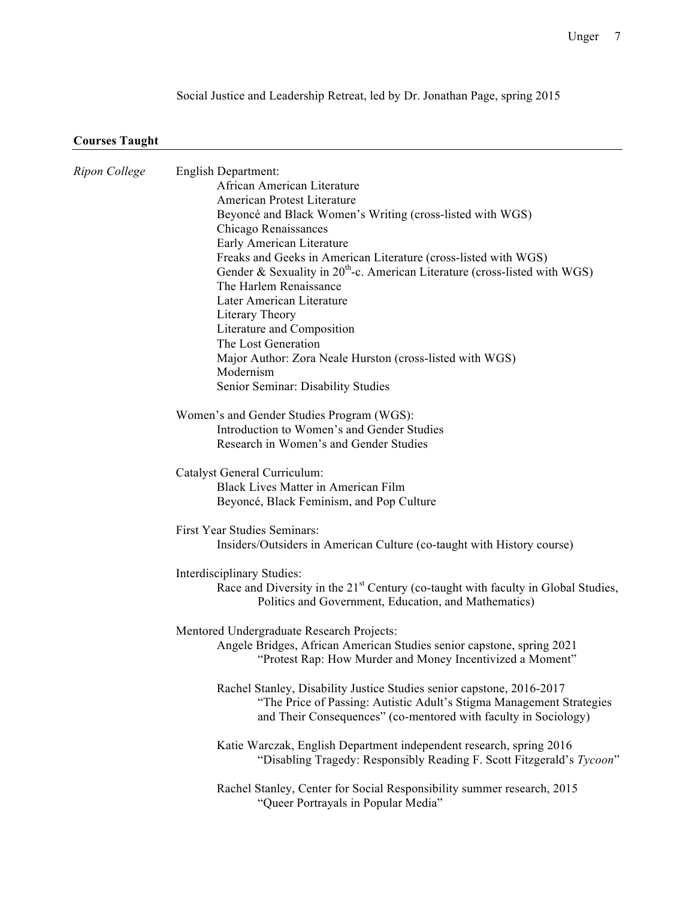Social Justice and Leadership Retreat, led by Dr. Jonathan Page, spring 2015

## Courses Taught

*Ripon College*

English Department:

- African American Literature
- American Protest Literature
- Beyoncé and Black Women's Writing (cross-listed with WGS)
- Chicago Renaissances
- Early American Literature
- Freaks and Geeks in American Literature (cross-listed with WGS)
- Gender & Sexuality in 20th-c. American Literature (cross-listed with WGS)
- The Harlem Renaissance
- Later American Literature
- Literary Theory
- Literature and Composition
- The Lost Generation
- Major Author: Zora Neale Hurston (cross-listed with WGS)
- Modernism
- Senior Seminar: Disability Studies

Women's and Gender Studies Program (WGS):

- Introduction to Women's and Gender Studies
- Research in Women's and Gender Studies

Catalyst General Curriculum:

- Black Lives Matter in American Film
- Beyoncé, Black Feminism, and Pop Culture

First Year Studies Seminars:

- Insiders/Outsiders in American Culture (co-taught with History course)

Interdisciplinary Studies:

- Race and Diversity in the 21st Century (co-taught with faculty in Global Studies, Politics and Government, Education, and Mathematics)

Mentored Undergraduate Research Projects:

- Angele Bridges, African American Studies senior capstone, spring 2021
  "Protest Rap: How Murder and Money Incentivized a Moment"

- Rachel Stanley, Disability Justice Studies senior capstone, 2016-2017
  "The Price of Passing: Autistic Adult's Stigma Management Strategies and Their Consequences" (co-mentored with faculty in Sociology)

- Katie Warczak, English Department independent research, spring 2016
  "Disabling Tragedy: Responsibly Reading F. Scott Fitzgerald's *Tycoon*"

- Rachel Stanley, Center for Social Responsibility summer research, 2015
  "Queer Portrayals in Popular Media"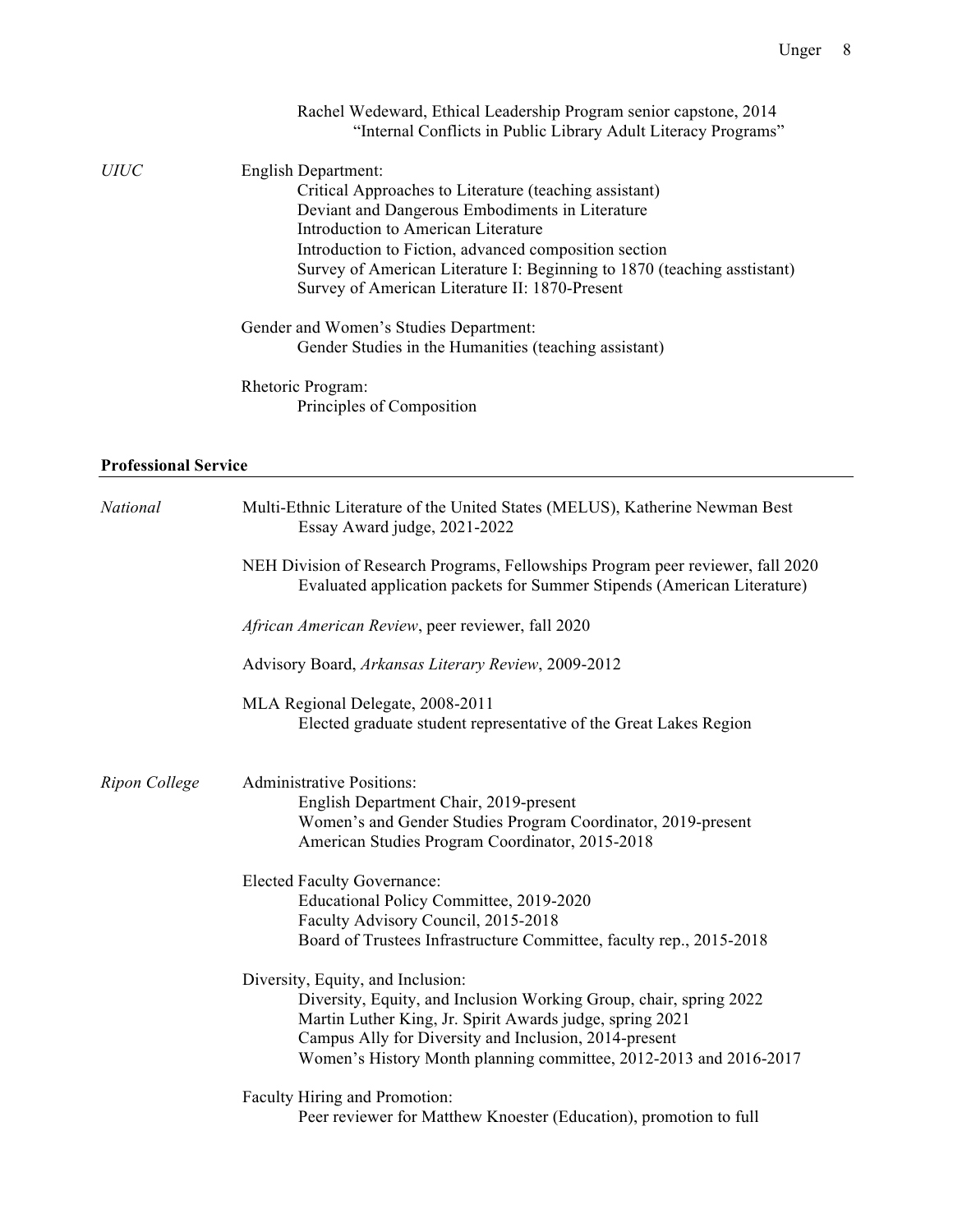Rachel Wedeward, Ethical Leadership Program senior capstone, 2014
"Internal Conflicts in Public Library Adult Literacy Programs"

*UIUC*

English Department:

- Critical Approaches to Literature (teaching assistant)
- Deviant and Dangerous Embodiments in Literature
- Introduction to American Literature
- Introduction to Fiction, advanced composition section
- Survey of American Literature I: Beginning to 1870 (teaching asstistant)
- Survey of American Literature II: 1870-Present

Gender and Women's Studies Department:

- Gender Studies in the Humanities (teaching assistant)

Rhetoric Program:

- Principles of Composition

## Professional Service

*National*

Multi-Ethnic Literature of the United States (MELUS), Katherine Newman Best Essay Award judge, 2021-2022

NEH Division of Research Programs, Fellowships Program peer reviewer, fall 2020
Evaluated application packets for Summer Stipends (American Literature)

*African American Review*, peer reviewer, fall 2020

Advisory Board, *Arkansas Literary Review*, 2009-2012

MLA Regional Delegate, 2008-2011
Elected graduate student representative of the Great Lakes Region

*Ripon College*

Administrative Positions:

- English Department Chair, 2019-present
- Women's and Gender Studies Program Coordinator, 2019-present
- American Studies Program Coordinator, 2015-2018

Elected Faculty Governance:

- Educational Policy Committee, 2019-2020
- Faculty Advisory Council, 2015-2018
- Board of Trustees Infrastructure Committee, faculty rep., 2015-2018

Diversity, Equity, and Inclusion:

- Diversity, Equity, and Inclusion Working Group, chair, spring 2022
- Martin Luther King, Jr. Spirit Awards judge, spring 2021
- Campus Ally for Diversity and Inclusion, 2014-present
- Women's History Month planning committee, 2012-2013 and 2016-2017

Faculty Hiring and Promotion:

- Peer reviewer for Matthew Knoester (Education), promotion to full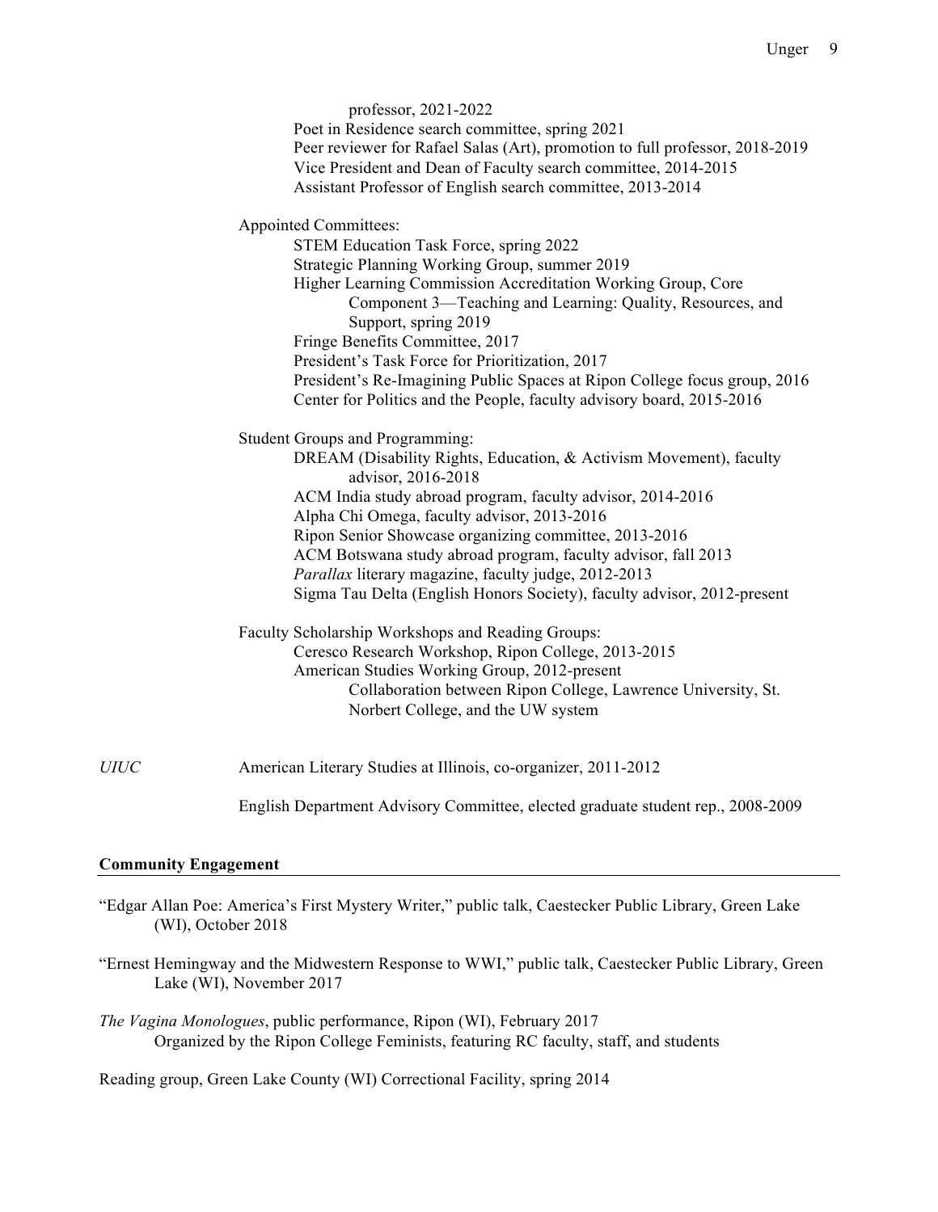professor, 2021-2022

Poet in Residence search committee, spring 2021

Peer reviewer for Rafael Salas (Art), promotion to full professor, 2018-2019

Vice President and Dean of Faculty search committee, 2014-2015

Assistant Professor of English search committee, 2013-2014

Appointed Committees:

- STEM Education Task Force, spring 2022
- Strategic Planning Working Group, summer 2019
- Higher Learning Commission Accreditation Working Group, Core Component 3—Teaching and Learning: Quality, Resources, and Support, spring 2019
- Fringe Benefits Committee, 2017
- President's Task Force for Prioritization, 2017
- President's Re-Imagining Public Spaces at Ripon College focus group, 2016
- Center for Politics and the People, faculty advisory board, 2015-2016

Student Groups and Programming:

- DREAM (Disability Rights, Education, & Activism Movement), faculty advisor, 2016-2018
- ACM India study abroad program, faculty advisor, 2014-2016
- Alpha Chi Omega, faculty advisor, 2013-2016
- Ripon Senior Showcase organizing committee, 2013-2016
- ACM Botswana study abroad program, faculty advisor, fall 2013
- *Parallax* literary magazine, faculty judge, 2012-2013
- Sigma Tau Delta (English Honors Society), faculty advisor, 2012-present

Faculty Scholarship Workshops and Reading Groups:

- Ceresco Research Workshop, Ripon College, 2013-2015
- American Studies Working Group, 2012-present
  - Collaboration between Ripon College, Lawrence University, St. Norbert College, and the UW system

*UIUC* American Literary Studies at Illinois, co-organizer, 2011-2012

English Department Advisory Committee, elected graduate student rep., 2008-2009

## Community Engagement

"Edgar Allan Poe: America's First Mystery Writer," public talk, Caestecker Public Library, Green Lake (WI), October 2018

"Ernest Hemingway and the Midwestern Response to WWI," public talk, Caestecker Public Library, Green Lake (WI), November 2017

*The Vagina Monologues*, public performance, Ripon (WI), February 2017
Organized by the Ripon College Feminists, featuring RC faculty, staff, and students

Reading group, Green Lake County (WI) Correctional Facility, spring 2014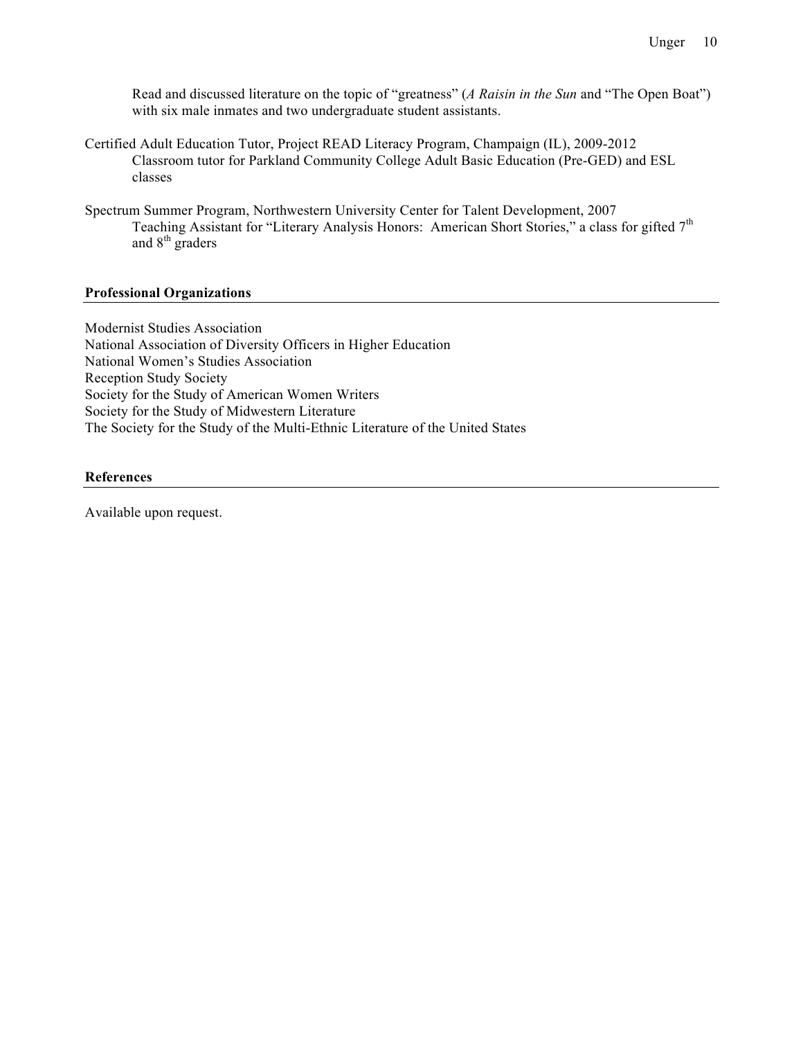Read and discussed literature on the topic of "greatness" (*A Raisin in the Sun* and "The Open Boat") with six male inmates and two undergraduate student assistants.

Certified Adult Education Tutor, Project READ Literacy Program, Champaign (IL), 2009-2012
Classroom tutor for Parkland Community College Adult Basic Education (Pre-GED) and ESL classes

Spectrum Summer Program, Northwestern University Center for Talent Development, 2007
Teaching Assistant for "Literary Analysis Honors: American Short Stories," a class for gifted 7th and 8th graders

## Professional Organizations

Modernist Studies Association
National Association of Diversity Officers in Higher Education
National Women's Studies Association
Reception Study Society
Society for the Study of American Women Writers
Society for the Study of Midwestern Literature
The Society for the Study of the Multi-Ethnic Literature of the United States

## References

Available upon request.